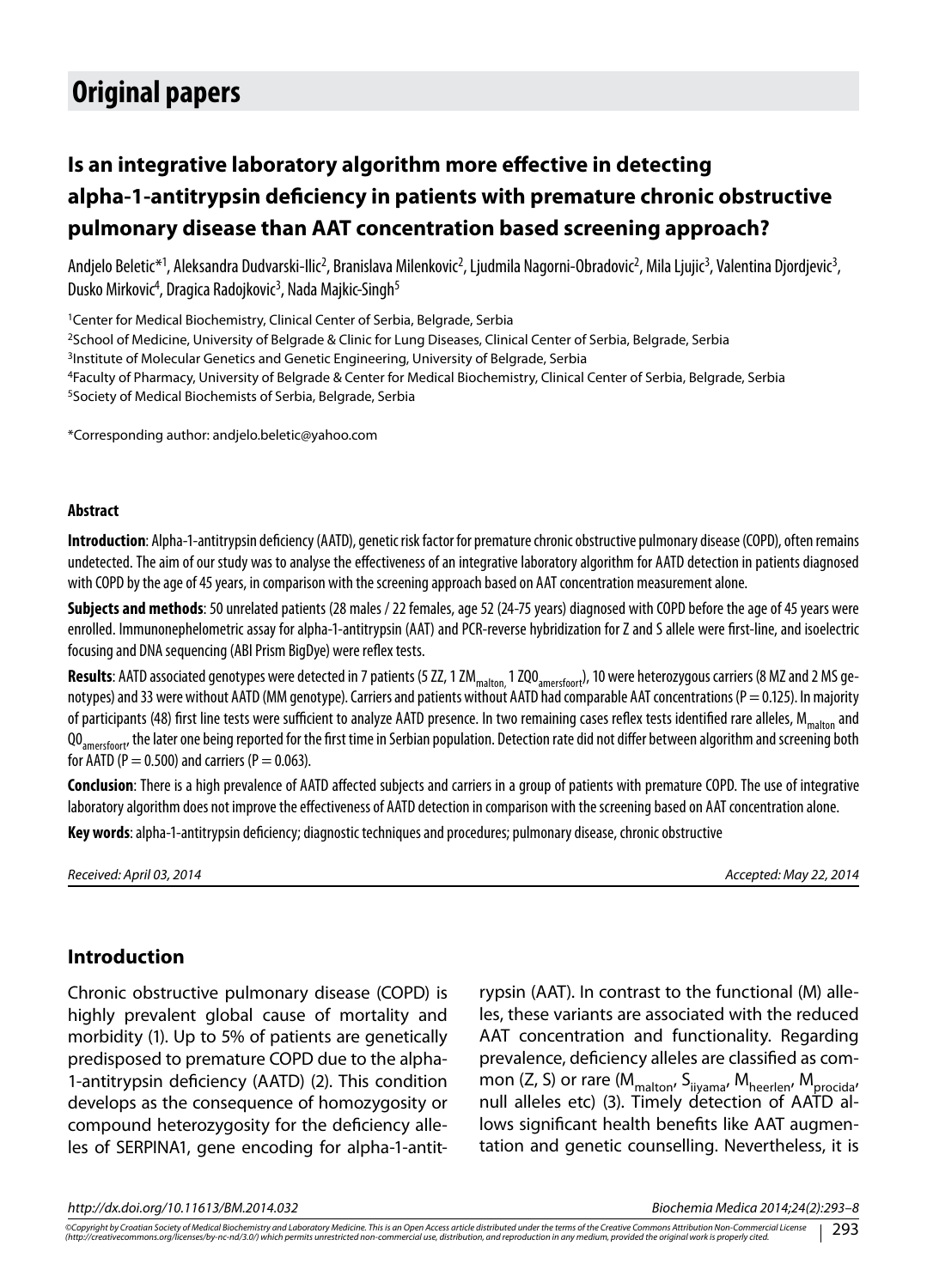# Original papers

## Is an integrative laboratory algorithm more effective in detecting alpha-1-antitrypsin deficiency in patients with premature chronic obstructive pulmonary disease than AAT concentration based screening approach?

Andjelo Beletic*[1], Aleksandra Dudvarski-Ilic[2], Branislava Milenkovic[2], Ljudmila Nagorni-Obradovic[2], Mila Ljujic[3], Valentina Djordjevic[3], Dusko Mirkovic[4], Dragica Radojkovic[3], Nada Majkic-Singh[5]

[1]Center for Medical Biochemistry, Clinical Center of Serbia, Belgrade, Serbia

[2]School of Medicine, University of Belgrade & Clinic for Lung Diseases, Clinical Center of Serbia, Belgrade, Serbia

[3]Institute of Molecular Genetics and Genetic Engineering, University of Belgrade, Serbia

[4]Faculty of Pharmacy, University of Belgrade & Center for Medical Biochemistry, Clinical Center of Serbia, Belgrade, Serbia

[5]Society of Medical Biochemists of Serbia, Belgrade, Serbia

*Corresponding author: andjelo.beletic@yahoo.com

### Abstract

**Introduction**: Alpha-1-antitrypsin deficiency (AATD), genetic risk factor for premature chronic obstructive pulmonary disease (COPD), often remains undetected. The aim of our study was to analyse the effectiveness of an integrative laboratory algorithm for AATD detection in patients diagnosed with COPD by the age of 45 years, in comparison with the screening approach based on AAT concentration measurement alone.

**Subjects and methods**: 50 unrelated patients (28 males / 22 females, age 52 (24-75 years) diagnosed with COPD before the age of 45 years were enrolled. Immunonephelometric assay for alpha-1-antitrypsin (AAT) and PCR-reverse hybridization for Z and S allele were first-line, and isoelectric focusing and DNA sequencing (ABI Prism BigDye) were reflex tests.

**Results**: AATD associated genotypes were detected in 7 patients (5 ZZ, 1 $ZM_{malton}$, 1 $ZQ0_{amersfoort}$), 10 were heterozygous carriers (8 MZ and 2 MS genotypes) and 33 were without AATD (MM genotype). Carriers and patients without AATD had comparable AAT concentrations (P = 0.125). In majority of participants (48) first line tests were sufficient to analyze AATD presence. In two remaining cases reflex tests identified rare alleles, $M_{malton}$ and $Q0_{amersfoort}$, the later one being reported for the first time in Serbian population. Detection rate did not differ between algorithm and screening both for AATD (P = 0.500) and carriers (P = 0.063).

**Conclusion**: There is a high prevalence of AATD affected subjects and carriers in a group of patients with premature COPD. The use of integrative laboratory algorithm does not improve the effectiveness of AATD detection in comparison with the screening based on AAT concentration alone.

**Key words**: alpha-1-antitrypsin deficiency; diagnostic techniques and procedures; pulmonary disease, chronic obstructive

*Received: April 03, 2014* *Accepted: May 22, 2014*

## Introduction

Chronic obstructive pulmonary disease (COPD) is highly prevalent global cause of mortality and morbidity (1). Up to 5% of patients are genetically predisposed to premature COPD due to the alpha-1-antitrypsin deficiency (AATD) (2). This condition develops as the consequence of homozygosity or compound heterozygosity for the deficiency alleles of SERPINA1, gene encoding for alpha-1-antitrypsin (AAT). In contrast to the functional (M) alleles, these variants are associated with the reduced AAT concentration and functionality. Regarding prevalence, deficiency alleles are classified as common (Z, S) or rare ($M_{malton}$, $S_{iiyama}$, $M_{heerlen}$, $M_{procida}$, null alleles etc) (3). Timely detection of AATD allows significant health benefits like AAT augmentation and genetic counselling. Nevertheless, it is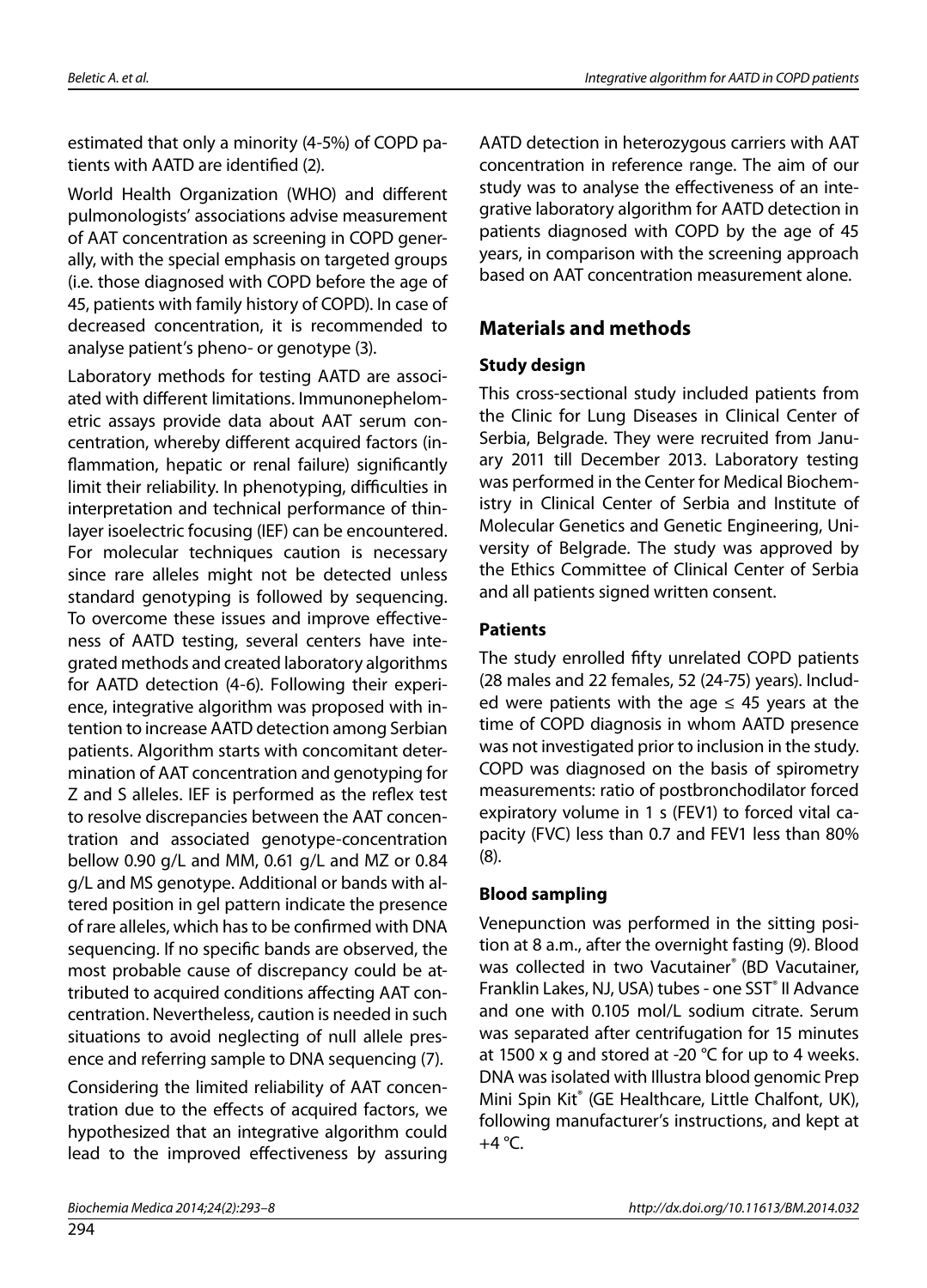estimated that only a minority (4-5%) of COPD patients with AATD are identified (2).

World Health Organization (WHO) and different pulmonologists' associations advise measurement of AAT concentration as screening in COPD generally, with the special emphasis on targeted groups (i.e. those diagnosed with COPD before the age of 45, patients with family history of COPD). In case of decreased concentration, it is recommended to analyse patient's pheno- or genotype (3).

Laboratory methods for testing AATD are associated with different limitations. Immunonephelometric assays provide data about AAT serum concentration, whereby different acquired factors (inflammation, hepatic or renal failure) significantly limit their reliability. In phenotyping, difficulties in interpretation and technical performance of thin-layer isoelectric focusing (IEF) can be encountered. For molecular techniques caution is necessary since rare alleles might not be detected unless standard genotyping is followed by sequencing. To overcome these issues and improve effectiveness of AATD testing, several centers have integrated methods and created laboratory algorithms for AATD detection (4-6). Following their experience, integrative algorithm was proposed with intention to increase AATD detection among Serbian patients. Algorithm starts with concomitant determination of AAT concentration and genotyping for Z and S alleles. IEF is performed as the reflex test to resolve discrepancies between the AAT concentration and associated genotype-concentration bellow 0.90 g/L and MM, 0.61 g/L and MZ or 0.84 g/L and MS genotype. Additional or bands with altered position in gel pattern indicate the presence of rare alleles, which has to be confirmed with DNA sequencing. If no specific bands are observed, the most probable cause of discrepancy could be attributed to acquired conditions affecting AAT concentration. Nevertheless, caution is needed in such situations to avoid neglecting of null allele presence and referring sample to DNA sequencing (7).

Considering the limited reliability of AAT concentration due to the effects of acquired factors, we hypothesized that an integrative algorithm could lead to the improved effectiveness by assuring AATD detection in heterozygous carriers with AAT concentration in reference range. The aim of our study was to analyse the effectiveness of an integrative laboratory algorithm for AATD detection in patients diagnosed with COPD by the age of 45 years, in comparison with the screening approach based on AAT concentration measurement alone.

## Materials and methods

### Study design

This cross-sectional study included patients from the Clinic for Lung Diseases in Clinical Center of Serbia, Belgrade. They were recruited from January 2011 till December 2013. Laboratory testing was performed in the Center for Medical Biochemistry in Clinical Center of Serbia and Institute of Molecular Genetics and Genetic Engineering, University of Belgrade. The study was approved by the Ethics Committee of Clinical Center of Serbia and all patients signed written consent.

### Patients

The study enrolled fifty unrelated COPD patients (28 males and 22 females, 52 (24-75) years). Included were patients with the age ≤ 45 years at the time of COPD diagnosis in whom AATD presence was not investigated prior to inclusion in the study. COPD was diagnosed on the basis of spirometry measurements: ratio of postbronchodilator forced expiratory volume in 1 s (FEV1) to forced vital capacity (FVC) less than 0.7 and FEV1 less than 80% (8).

### Blood sampling

Venepunction was performed in the sitting position at 8 a.m., after the overnight fasting (9). Blood was collected in two Vacutainer® (BD Vacutainer, Franklin Lakes, NJ, USA) tubes - one SST® II Advance and one with 0.105 mol/L sodium citrate. Serum was separated after centrifugation for 15 minutes at 1500 x g and stored at -20 °C for up to 4 weeks. DNA was isolated with Illustra blood genomic Prep Mini Spin Kit® (GE Healthcare, Little Chalfont, UK), following manufacturer's instructions, and kept at +4 °C.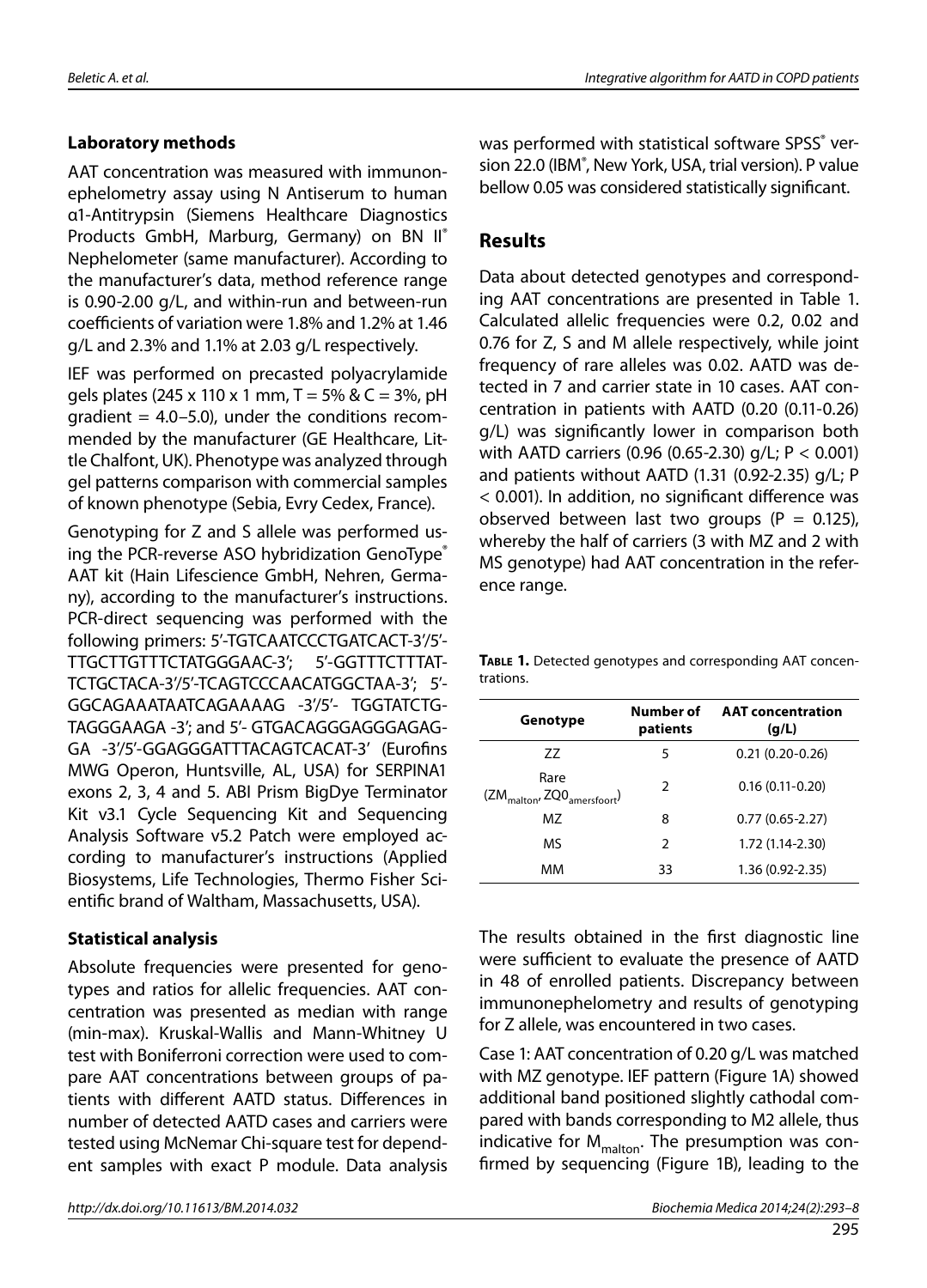### Laboratory methods

AAT concentration was measured with immunonephelometry assay using N Antiserum to human α1-Antitrypsin (Siemens Healthcare Diagnostics Products GmbH, Marburg, Germany) on BN II® Nephelometer (same manufacturer). According to the manufacturer's data, method reference range is 0.90-2.00 g/L, and within-run and between-run coefficients of variation were 1.8% and 1.2% at 1.46 g/L and 2.3% and 1.1% at 2.03 g/L respectively.

IEF was performed on precasted polyacrylamide gels plates (245 x 110 x 1 mm, T = 5% & C = 3%, pH gradient = 4.0–5.0), under the conditions recommended by the manufacturer (GE Healthcare, Little Chalfont, UK). Phenotype was analyzed through gel patterns comparison with commercial samples of known phenotype (Sebia, Evry Cedex, France).

Genotyping for Z and S allele was performed using the PCR-reverse ASO hybridization GenoType® AAT kit (Hain Lifescience GmbH, Nehren, Germany), according to the manufacturer's instructions. PCR-direct sequencing was performed with the following primers: 5'-TGTCAATCCCTGATCACT-3'/5'-TTGCTTGTTTCTATGGGAAC-3'; 5'-GGTTTCTTTATTCTGCTACA-3'/5'-TCAGTCCCAACATGGCTAA-3'; 5'-GGCAGAAATAATCAGAAAAG -3'/5'- TGGTATCTGTAGGGAAGA -3'; and 5'- GTGACAGGGAGGGAGAGGA -3'/5'-GGAGGGATTTACAGTCACAT-3' (Eurofins MWG Operon, Huntsville, AL, USA) for SERPINA1 exons 2, 3, 4 and 5. ABI Prism BigDye Terminator Kit v3.1 Cycle Sequencing Kit and Sequencing Analysis Software v5.2 Patch were employed according to manufacturer's instructions (Applied Biosystems, Life Technologies, Thermo Fisher Scientific brand of Waltham, Massachusetts, USA).

### Statistical analysis

Absolute frequencies were presented for genotypes and ratios for allelic frequencies. AAT concentration was presented as median with range (min-max). Kruskal-Wallis and Mann-Whitney U test with Boniferroni correction were used to compare AAT concentrations between groups of patients with different AATD status. Differences in number of detected AATD cases and carriers were tested using McNemar Chi-square test for dependent samples with exact P module. Data analysis was performed with statistical software SPSS® version 22.0 (IBM®, New York, USA, trial version). P value bellow 0.05 was considered statistically significant.

## Results

Data about detected genotypes and corresponding AAT concentrations are presented in Table 1. Calculated allelic frequencies were 0.2, 0.02 and 0.76 for Z, S and M allele respectively, while joint frequency of rare alleles was 0.02. AATD was detected in 7 and carrier state in 10 cases. AAT concentration in patients with AATD (0.20 (0.11-0.26) g/L) was significantly lower in comparison both with AATD carriers (0.96 (0.65-2.30) g/L; $P < 0.001$) and patients without AATD (1.31 (0.92-2.35) g/L; $P < 0.001$). In addition, no significant difference was observed between last two groups ($P = 0.125$), whereby the half of carriers (3 with MZ and 2 with MS genotype) had AAT concentration in the reference range.

**Table 1.** Detected genotypes and corresponding AAT concentrations.

| Genotype | Number of patients | AAT concentration (g/L) |
|---|---|---|
| ZZ | 5 | 0.21 (0.20-0.26) |
| Rare ($ZM_{malton}$, $ZQ0_{amersfoort}$) | 2 | 0.16 (0.11-0.20) |
| MZ | 8 | 0.77 (0.65-2.27) |
| MS | 2 | 1.72 (1.14-2.30) |
| MM | 33 | 1.36 (0.92-2.35) |

The results obtained in the first diagnostic line were sufficient to evaluate the presence of AATD in 48 of enrolled patients. Discrepancy between immunonephelometry and results of genotyping for Z allele, was encountered in two cases.

Case 1: AAT concentration of 0.20 g/L was matched with MZ genotype. IEF pattern (Figure 1A) showed additional band positioned slightly cathodal compared with bands corresponding to M2 allele, thus indicative for $M_{malton}$. The presumption was confirmed by sequencing (Figure 1B), leading to the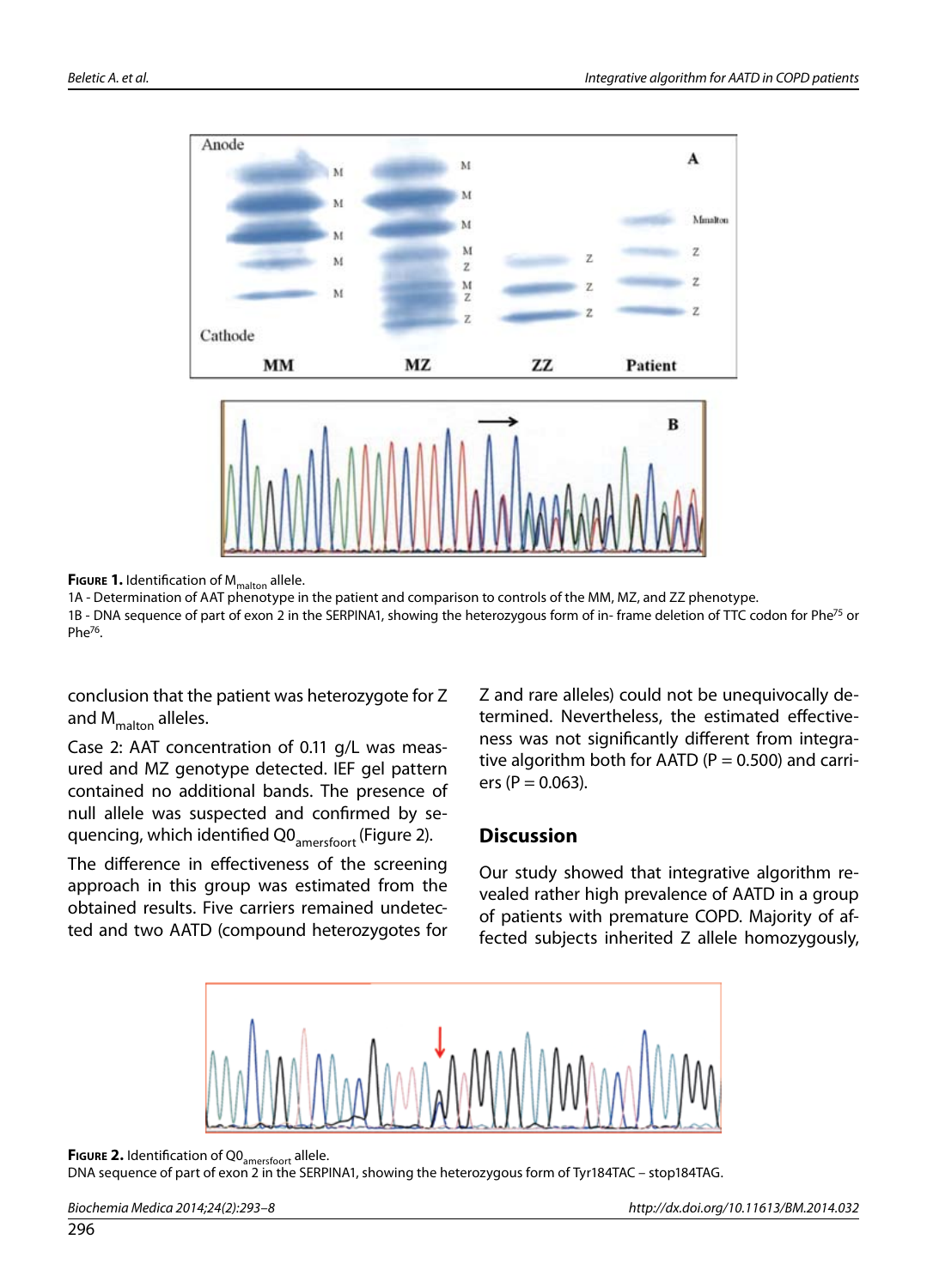**Figure 1.** Identification of $M_{malton}$ allele.
1A - Determination of AAT phenotype in the patient and comparison to controls of the MM, MZ, and ZZ phenotype.
1B - DNA sequence of part of exon 2 in the SERPINA1, showing the heterozygous form of in- frame deletion of TTC codon for $Phe^{75}$ or $Phe^{76}$.

conclusion that the patient was heterozygote for Z and $M_{malton}$ alleles.

Case 2: AAT concentration of 0.11 g/L was measured and MZ genotype detected. IEF gel pattern contained no additional bands. The presence of null allele was suspected and confirmed by sequencing, which identified $Q0_{amersfoort}$ (Figure 2).

The difference in effectiveness of the screening approach in this group was estimated from the obtained results. Five carriers remained undetected and two AATD (compound heterozygotes for Z and rare alleles) could not be unequivocally determined. Nevertheless, the estimated effectiveness was not significantly different from integrative algorithm both for AATD (P = 0.500) and carriers (P = 0.063).

## Discussion

Our study showed that integrative algorithm revealed rather high prevalence of AATD in a group of patients with premature COPD. Majority of affected subjects inherited Z allele homozygously,

**Figure 2.** Identification of $Q0_{amersfoort}$ allele.
DNA sequence of part of exon 2 in the SERPINA1, showing the heterozygous form of Tyr184TAC – stop184TAG.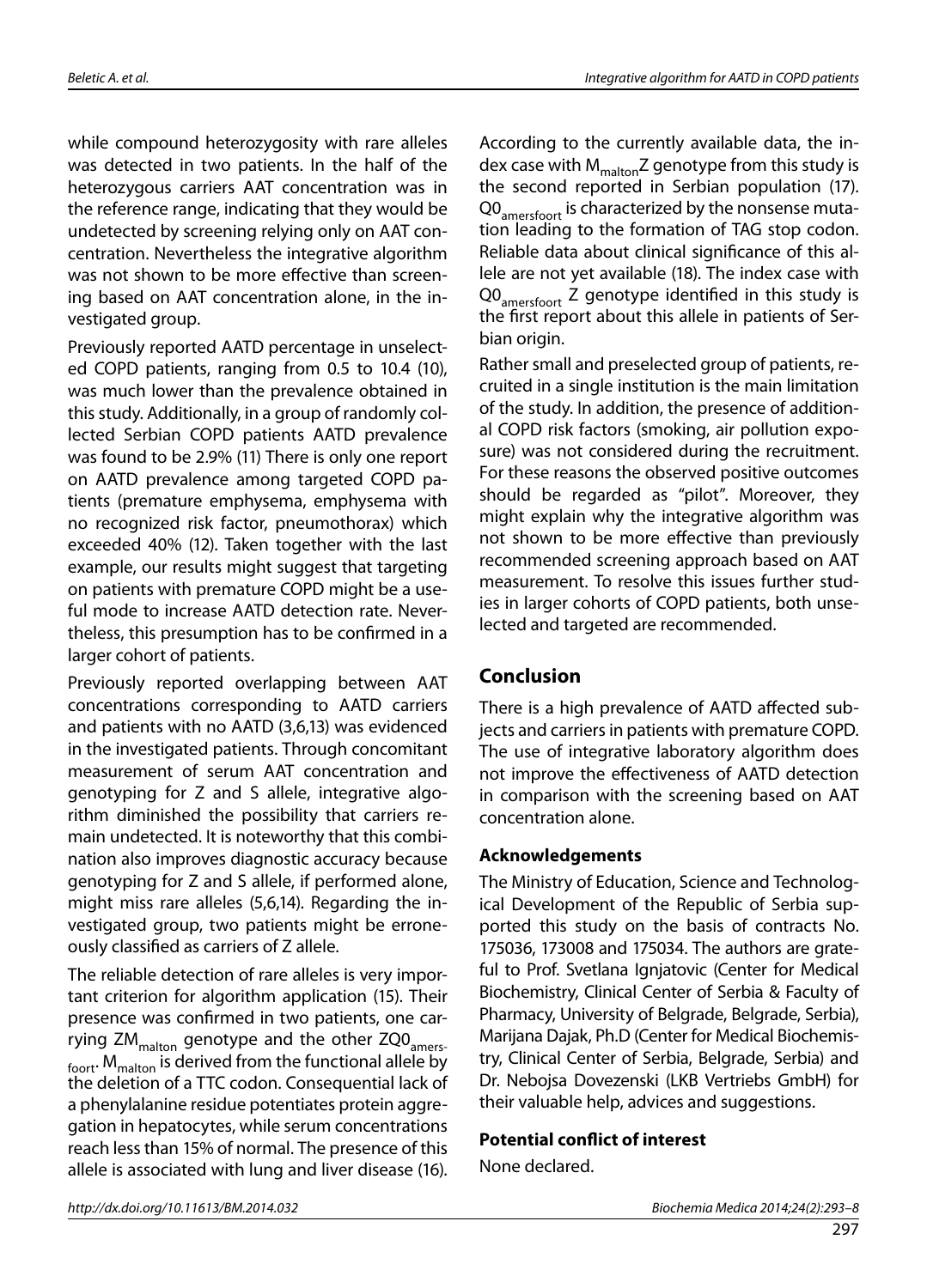while compound heterozygosity with rare alleles was detected in two patients. In the half of the heterozygous carriers AAT concentration was in the reference range, indicating that they would be undetected by screening relying only on AAT concentration. Nevertheless the integrative algorithm was not shown to be more effective than screening based on AAT concentration alone, in the investigated group.

Previously reported AATD percentage in unselected COPD patients, ranging from 0.5 to 10.4 (10), was much lower than the prevalence obtained in this study. Additionally, in a group of randomly collected Serbian COPD patients AATD prevalence was found to be 2.9% (11) There is only one report on AATD prevalence among targeted COPD patients (premature emphysema, emphysema with no recognized risk factor, pneumothorax) which exceeded 40% (12). Taken together with the last example, our results might suggest that targeting on patients with premature COPD might be a useful mode to increase AATD detection rate. Nevertheless, this presumption has to be confirmed in a larger cohort of patients.

Previously reported overlapping between AAT concentrations corresponding to AATD carriers and patients with no AATD (3,6,13) was evidenced in the investigated patients. Through concomitant measurement of serum AAT concentration and genotyping for Z and S allele, integrative algorithm diminished the possibility that carriers remain undetected. It is noteworthy that this combination also improves diagnostic accuracy because genotyping for Z and S allele, if performed alone, might miss rare alleles (5,6,14). Regarding the investigated group, two patients might be erroneously classified as carriers of Z allele.

The reliable detection of rare alleles is very important criterion for algorithm application (15). Their presence was confirmed in two patients, one carrying $ZM_{malton}$ genotype and the other $ZQ0_{amersfoort}$. $M_{malton}$ is derived from the functional allele by the deletion of a TTC codon. Consequential lack of a phenylalanine residue potentiates protein aggregation in hepatocytes, while serum concentrations reach less than 15% of normal. The presence of this allele is associated with lung and liver disease (16). According to the currently available data, the index case with $M_{malton}Z$ genotype from this study is the second reported in Serbian population (17). $Q0_{amersfoort}$ is characterized by the nonsense mutation leading to the formation of TAG stop codon. Reliable data about clinical significance of this allele are not yet available (18). The index case with $Q0_{amersfoort}$ Z genotype identified in this study is the first report about this allele in patients of Serbian origin.

Rather small and preselected group of patients, recruited in a single institution is the main limitation of the study. In addition, the presence of additional COPD risk factors (smoking, air pollution exposure) was not considered during the recruitment. For these reasons the observed positive outcomes should be regarded as "pilot". Moreover, they might explain why the integrative algorithm was not shown to be more effective than previously recommended screening approach based on AAT measurement. To resolve this issues further studies in larger cohorts of COPD patients, both unselected and targeted are recommended.

## Conclusion

There is a high prevalence of AATD affected subjects and carriers in patients with premature COPD. The use of integrative laboratory algorithm does not improve the effectiveness of AATD detection in comparison with the screening based on AAT concentration alone.

### Acknowledgements

The Ministry of Education, Science and Technological Development of the Republic of Serbia supported this study on the basis of contracts No. 175036, 173008 and 175034. The authors are grateful to Prof. Svetlana Ignjatovic (Center for Medical Biochemistry, Clinical Center of Serbia & Faculty of Pharmacy, University of Belgrade, Belgrade, Serbia), Marijana Dajak, Ph.D (Center for Medical Biochemistry, Clinical Center of Serbia, Belgrade, Serbia) and Dr. Nebojsa Dovezenski (LKB Vertriebs GmbH) for their valuable help, advices and suggestions.

### Potential conflict of interest

None declared.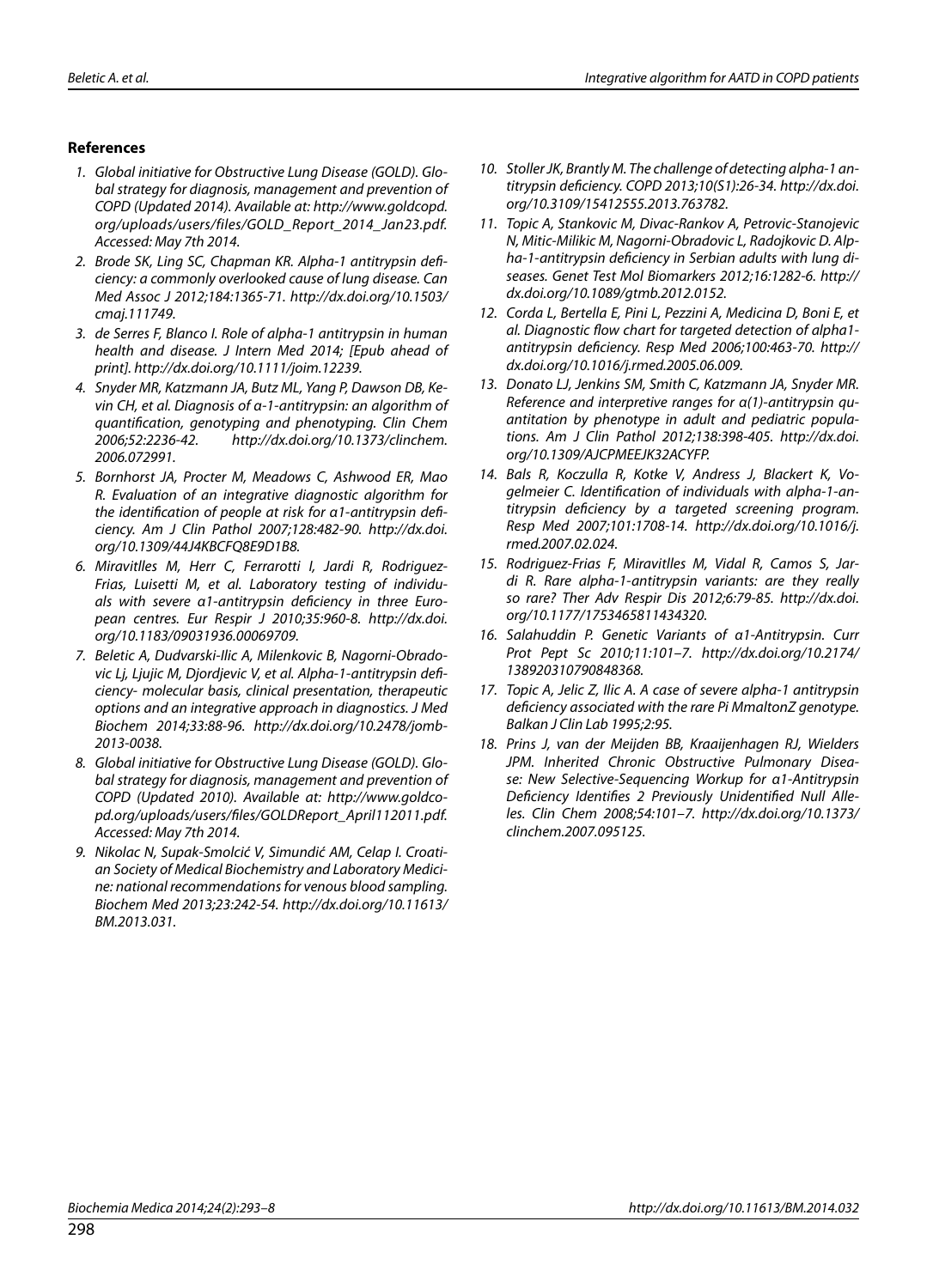## References

1. *Global initiative for Obstructive Lung Disease (GOLD). Global strategy for diagnosis, management and prevention of COPD (Updated 2014). Available at: http://www.goldcopd.org/uploads/users/files/GOLD_Report_2014_Jan23.pdf. Accessed: May 7th 2014.*
2. *Brode SK, Ling SC, Chapman KR. Alpha-1 antitrypsin deficiency: a commonly overlooked cause of lung disease. Can Med Assoc J 2012;184:1365-71. http://dx.doi.org/10.1503/cmaj.111749.*
3. *de Serres F, Blanco I. Role of alpha-1 antitrypsin in human health and disease. J Intern Med 2014; [Epub ahead of print]. http://dx.doi.org/10.1111/joim.12239.*
4. *Snyder MR, Katzmann JA, Butz ML, Yang P, Dawson DB, Kevin CH, et al. Diagnosis of α-1-antitrypsin: an algorithm of quantification, genotyping and phenotyping. Clin Chem 2006;52:2236-42. http://dx.doi.org/10.1373/clinchem.2006.072991.*
5. *Bornhorst JA, Procter M, Meadows C, Ashwood ER, Mao R. Evaluation of an integrative diagnostic algorithm for the identification of people at risk for α1-antitrypsin deficiency. Am J Clin Pathol 2007;128:482-90. http://dx.doi.org/10.1309/44J4KBCFQ8E9D1B8.*
6. *Miravitlles M, Herr C, Ferrarotti I, Jardi R, Rodriguez-Frias, Luisetti M, et al. Laboratory testing of individuals with severe α1-antitrypsin deficiency in three European centres. Eur Respir J 2010;35:960-8. http://dx.doi.org/10.1183/09031936.00069709.*
7. *Beletic A, Dudvarski-Ilic A, Milenkovic B, Nagorni-Obradovic Lj, Ljujic M, Djordjevic V, et al. Alpha-1-antitrypsin deficiency- molecular basis, clinical presentation, therapeutic options and an integrative approach in diagnostics. J Med Biochem 2014;33:88-96. http://dx.doi.org/10.2478/jomb-2013-0038.*
8. *Global initiative for Obstructive Lung Disease (GOLD). Global strategy for diagnosis, management and prevention of COPD (Updated 2010). Available at: http://www.goldcopd.org/uploads/users/files/GOLDReport_April112011.pdf. Accessed: May 7th 2014.*
9. *Nikolac N, Supak-Smolcić V, Simundić AM, Celap I. Croatian Society of Medical Biochemistry and Laboratory Medicine: national recommendations for venous blood sampling. Biochem Med 2013;23:242-54. http://dx.doi.org/10.11613/BM.2013.031.*
10. *Stoller JK, Brantly M. The challenge of detecting alpha-1 antitrypsin deficiency. COPD 2013;10(S1):26-34. http://dx.doi.org/10.3109/15412555.2013.763782.*
11. *Topic A, Stankovic M, Divac-Rankov A, Petrovic-Stanojevic N, Mitic-Milikic M, Nagorni-Obradovic L, Radojkovic D. Alpha-1-antitrypsin deficiency in Serbian adults with lung diseases. Genet Test Mol Biomarkers 2012;16:1282-6. http://dx.doi.org/10.1089/gtmb.2012.0152.*
12. *Corda L, Bertella E, Pini L, Pezzini A, Medicina D, Boni E, et al. Diagnostic flow chart for targeted detection of alpha1-antitrypsin deficiency. Resp Med 2006;100:463-70. http://dx.doi.org/10.1016/j.rmed.2005.06.009.*
13. *Donato LJ, Jenkins SM, Smith C, Katzmann JA, Snyder MR. Reference and interpretive ranges for α(1)-antitrypsin quantitation by phenotype in adult and pediatric populations. Am J Clin Pathol 2012;138:398-405. http://dx.doi.org/10.1309/AJCPMEEJK32ACYFP.*
14. *Bals R, Koczulla R, Kotke V, Andress J, Blackert K, Vogelmeier C. Identification of individuals with alpha-1-antitrypsin deficiency by a targeted screening program. Resp Med 2007;101:1708-14. http://dx.doi.org/10.1016/j.rmed.2007.02.024.*
15. *Rodriguez-Frias F, Miravitlles M, Vidal R, Camos S, Jardi R. Rare alpha-1-antitrypsin variants: are they really so rare? Ther Adv Respir Dis 2012;6:79-85. http://dx.doi.org/10.1177/1753465811434320.*
16. *Salahuddin P. Genetic Variants of α1-Antitrypsin. Curr Prot Pept Sc 2010;11:101–7. http://dx.doi.org/10.2174/138920310790848368.*
17. *Topic A, Jelic Z, Ilic A. A case of severe alpha-1 antitrypsin deficiency associated with the rare Pi MmaltonZ genotype. Balkan J Clin Lab 1995;2:95.*
18. *Prins J, van der Meijden BB, Kraaijenhagen RJ, Wielders JPM. Inherited Chronic Obstructive Pulmonary Disease: New Selective-Sequencing Workup for α1-Antitrypsin Deficiency Identifies 2 Previously Unidentified Null Alleles. Clin Chem 2008;54:101–7. http://dx.doi.org/10.1373/clinchem.2007.095125.*